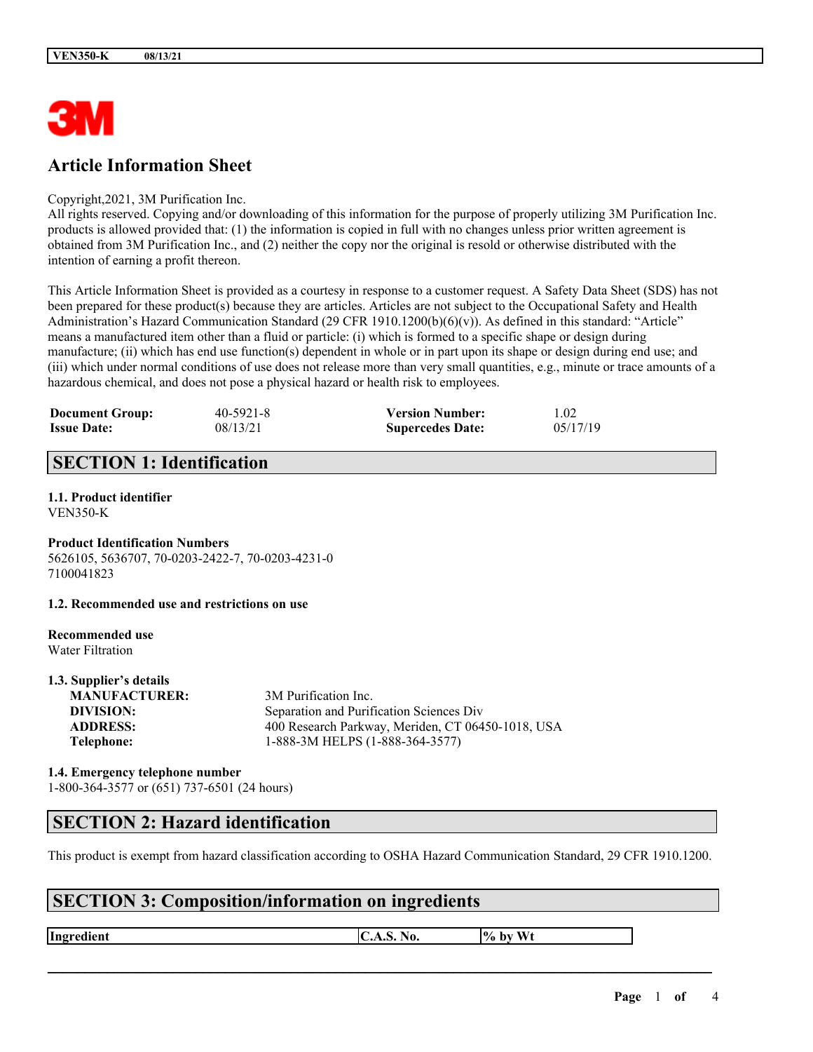# Article Information Sheet

Copyright,2021, 3M Purification Inc.
All rights reserved. Copying and/or downloading of this information for the purpose of properly utilizing 3M Purification Inc. products is allowed provided that: (1) the information is copied in full with no changes unless prior written agreement is obtained from 3M Purification Inc., and (2) neither the copy nor the original is resold or otherwise distributed with the intention of earning a profit thereon.

This Article Information Sheet is provided as a courtesy in response to a customer request. A Safety Data Sheet (SDS) has not been prepared for these product(s) because they are articles. Articles are not subject to the Occupational Safety and Health Administration's Hazard Communication Standard (29 CFR 1910.1200(b)(6)(v)). As defined in this standard: "Article" means a manufactured item other than a fluid or particle: (i) which is formed to a specific shape or design during manufacture; (ii) which has end use function(s) dependent in whole or in part upon its shape or design during end use; and (iii) which under normal conditions of use does not release more than very small quantities, e.g., minute or trace amounts of a hazardous chemical, and does not pose a physical hazard or health risk to employees.

| | | | |
|---|---|---|---|
| **Document Group:** | 40-5921-8 | **Version Number:** | 1.02 |
| **Issue Date:** | 08/13/21 | **Supercedes Date:** | 05/17/19 |

## SECTION 1: Identification

**1.1. Product identifier**
VEN350-K

**Product Identification Numbers**
5626105, 5636707, 70-0203-2422-7, 70-0203-4231-0
7100041823

**1.2. Recommended use and restrictions on use**

**Recommended use**
Water Filtration

**1.3. Supplier's details**

| | |
|---|---|
| **MANUFACTURER:** | 3M Purification Inc. |
| **DIVISION:** | Separation and Purification Sciences Div |
| **ADDRESS:** | 400 Research Parkway, Meriden, CT 06450-1018, USA |
| **Telephone:** | 1-888-3M HELPS (1-888-364-3577) |

**1.4. Emergency telephone number**
1-800-364-3577 or (651) 737-6501 (24 hours)

## SECTION 2: Hazard identification

This product is exempt from hazard classification according to OSHA Hazard Communication Standard, 29 CFR 1910.1200.

## SECTION 3: Composition/information on ingredients

| Ingredient | C.A.S. No. | % by Wt |
|---|---|---|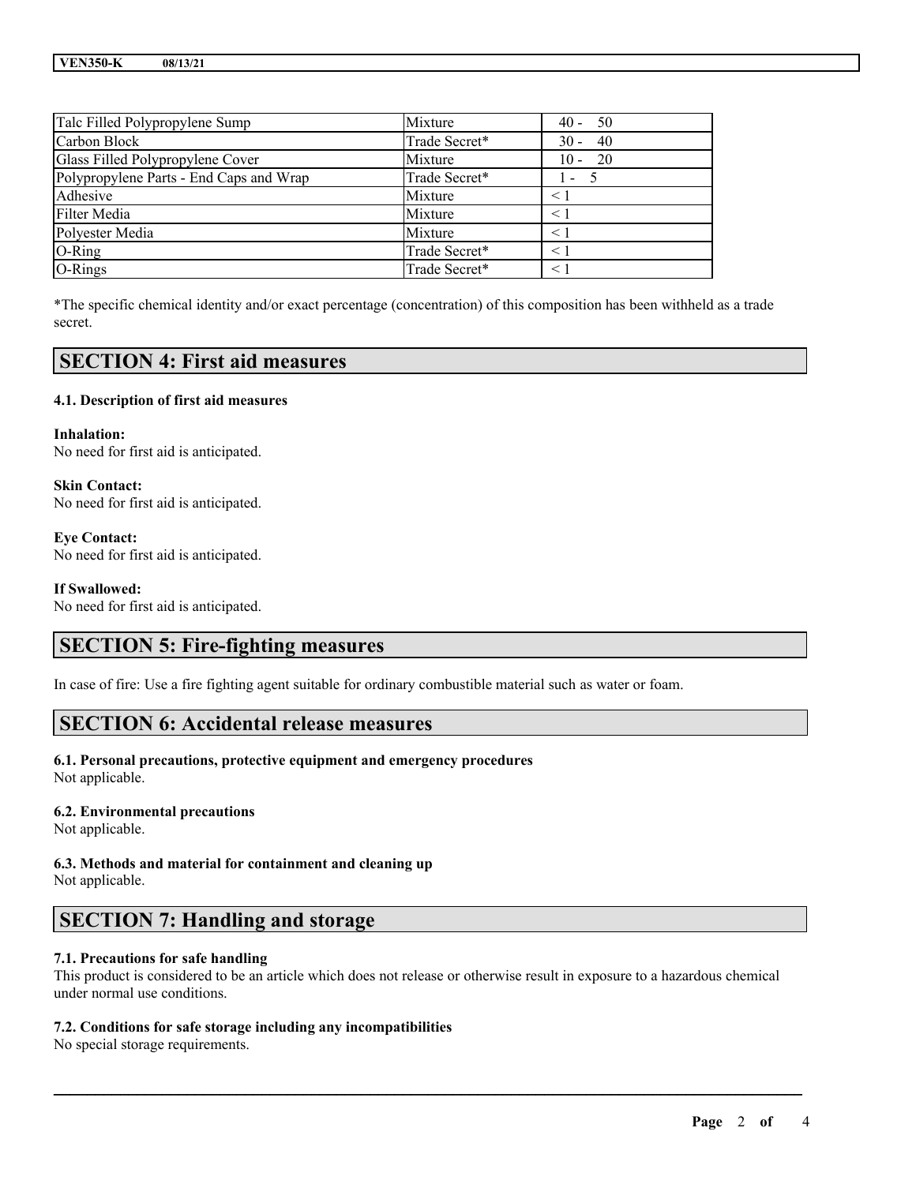| Talc Filled Polypropylene Sump | Mixture | 40 - 50 |
|---|---|---|
| Carbon Block | Trade Secret* | 30 - 40 |
| Glass Filled Polypropylene Cover | Mixture | 10 - 20 |
| Polypropylene Parts - End Caps and Wrap | Trade Secret* | 1 - 5 |
| Adhesive | Mixture | < 1 |
| Filter Media | Mixture | < 1 |
| Polyester Media | Mixture | < 1 |
| O-Ring | Trade Secret* | < 1 |
| O-Rings | Trade Secret* | < 1 |

*The specific chemical identity and/or exact percentage (concentration) of this composition has been withheld as a trade secret.

## SECTION 4: First aid measures

### 4.1. Description of first aid measures

**Inhalation:**
No need for first aid is anticipated.

**Skin Contact:**
No need for first aid is anticipated.

**Eye Contact:**
No need for first aid is anticipated.

**If Swallowed:**
No need for first aid is anticipated.

## SECTION 5: Fire-fighting measures

In case of fire: Use a fire fighting agent suitable for ordinary combustible material such as water or foam.

## SECTION 6: Accidental release measures

### 6.1. Personal precautions, protective equipment and emergency procedures
Not applicable.

### 6.2. Environmental precautions
Not applicable.

### 6.3. Methods and material for containment and cleaning up
Not applicable.

## SECTION 7: Handling and storage

### 7.1. Precautions for safe handling
This product is considered to be an article which does not release or otherwise result in exposure to a hazardous chemical under normal use conditions.

### 7.2. Conditions for safe storage including any incompatibilities
No special storage requirements.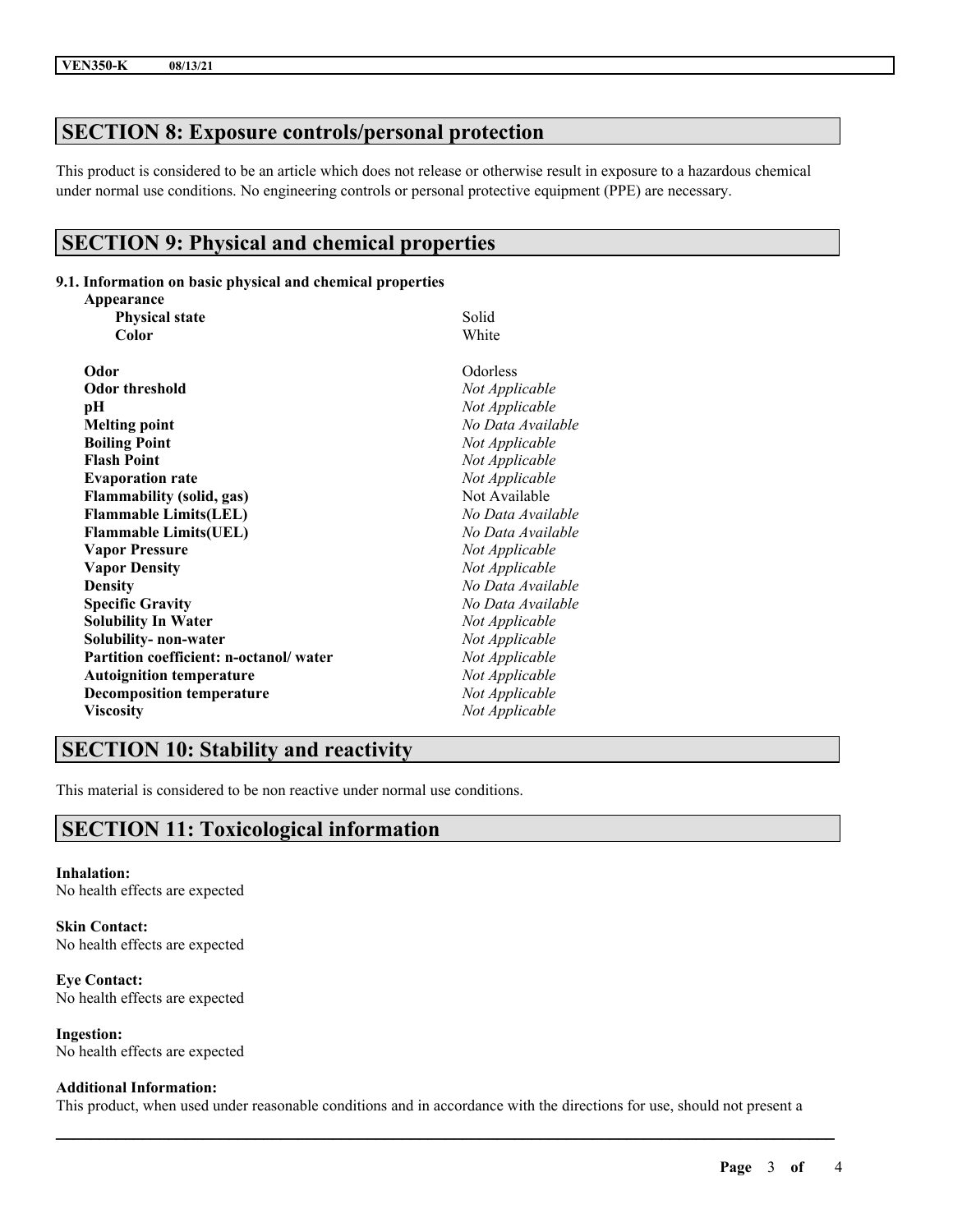## SECTION 8: Exposure controls/personal protection

This product is considered to be an article which does not release or otherwise result in exposure to a hazardous chemical under normal use conditions. No engineering controls or personal protective equipment (PPE) are necessary.

## SECTION 9: Physical and chemical properties

**9.1. Information on basic physical and chemical properties**

| Property | Value |
| --- | --- |
| **Appearance** | |
| **Physical state** | Solid |
| **Color** | White |
| **Odor** | Odorless |
| **Odor threshold** | *Not Applicable* |
| **pH** | *Not Applicable* |
| **Melting point** | *No Data Available* |
| **Boiling Point** | *Not Applicable* |
| **Flash Point** | *Not Applicable* |
| **Evaporation rate** | *Not Applicable* |
| **Flammability (solid, gas)** | Not Available |
| **Flammable Limits(LEL)** | *No Data Available* |
| **Flammable Limits(UEL)** | *No Data Available* |
| **Vapor Pressure** | *Not Applicable* |
| **Vapor Density** | *Not Applicable* |
| **Density** | *No Data Available* |
| **Specific Gravity** | *No Data Available* |
| **Solubility In Water** | *Not Applicable* |
| **Solubility- non-water** | *Not Applicable* |
| **Partition coefficient: n-octanol/ water** | *Not Applicable* |
| **Autoignition temperature** | *Not Applicable* |
| **Decomposition temperature** | *Not Applicable* |
| **Viscosity** | *Not Applicable* |

## SECTION 10: Stability and reactivity

This material is considered to be non reactive under normal use conditions.

## SECTION 11: Toxicological information

**Inhalation:**
No health effects are expected

**Skin Contact:**
No health effects are expected

**Eye Contact:**
No health effects are expected

**Ingestion:**
No health effects are expected

**Additional Information:**
This product, when used under reasonable conditions and in accordance with the directions for use, should not present a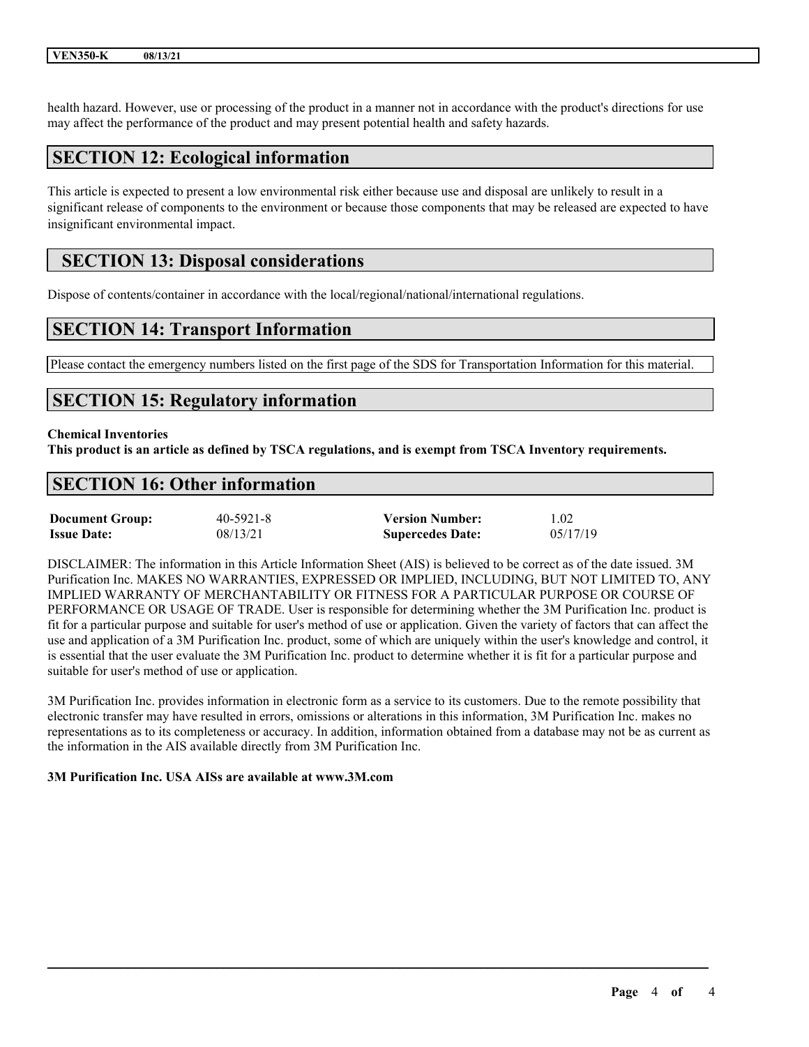health hazard. However, use or processing of the product in a manner not in accordance with the product's directions for use may affect the performance of the product and may present potential health and safety hazards.

## SECTION 12: Ecological information

This article is expected to present a low environmental risk either because use and disposal are unlikely to result in a significant release of components to the environment or because those components that may be released are expected to have insignificant environmental impact.

## SECTION 13: Disposal considerations

Dispose of contents/container in accordance with the local/regional/national/international regulations.

## SECTION 14: Transport Information

Please contact the emergency numbers listed on the first page of the SDS for Transportation Information for this material.

## SECTION 15: Regulatory information

**Chemical Inventories**

**This product is an article as defined by TSCA regulations, and is exempt from TSCA Inventory requirements.**

## SECTION 16: Other information

| | | | |
|---|---|---|---|
| **Document Group:** | 40-5921-8 | **Version Number:** | 1.02 |
| **Issue Date:** | 08/13/21 | **Supercedes Date:** | 05/17/19 |

DISCLAIMER: The information in this Article Information Sheet (AIS) is believed to be correct as of the date issued. 3M Purification Inc. MAKES NO WARRANTIES, EXPRESSED OR IMPLIED, INCLUDING, BUT NOT LIMITED TO, ANY IMPLIED WARRANTY OF MERCHANTABILITY OR FITNESS FOR A PARTICULAR PURPOSE OR COURSE OF PERFORMANCE OR USAGE OF TRADE. User is responsible for determining whether the 3M Purification Inc. product is fit for a particular purpose and suitable for user's method of use or application. Given the variety of factors that can affect the use and application of a 3M Purification Inc. product, some of which are uniquely within the user's knowledge and control, it is essential that the user evaluate the 3M Purification Inc. product to determine whether it is fit for a particular purpose and suitable for user's method of use or application.

3M Purification Inc. provides information in electronic form as a service to its customers. Due to the remote possibility that electronic transfer may have resulted in errors, omissions or alterations in this information, 3M Purification Inc. makes no representations as to its completeness or accuracy. In addition, information obtained from a database may not be as current as the information in the AIS available directly from 3M Purification Inc.

**3M Purification Inc. USA AISs are available at www.3M.com**